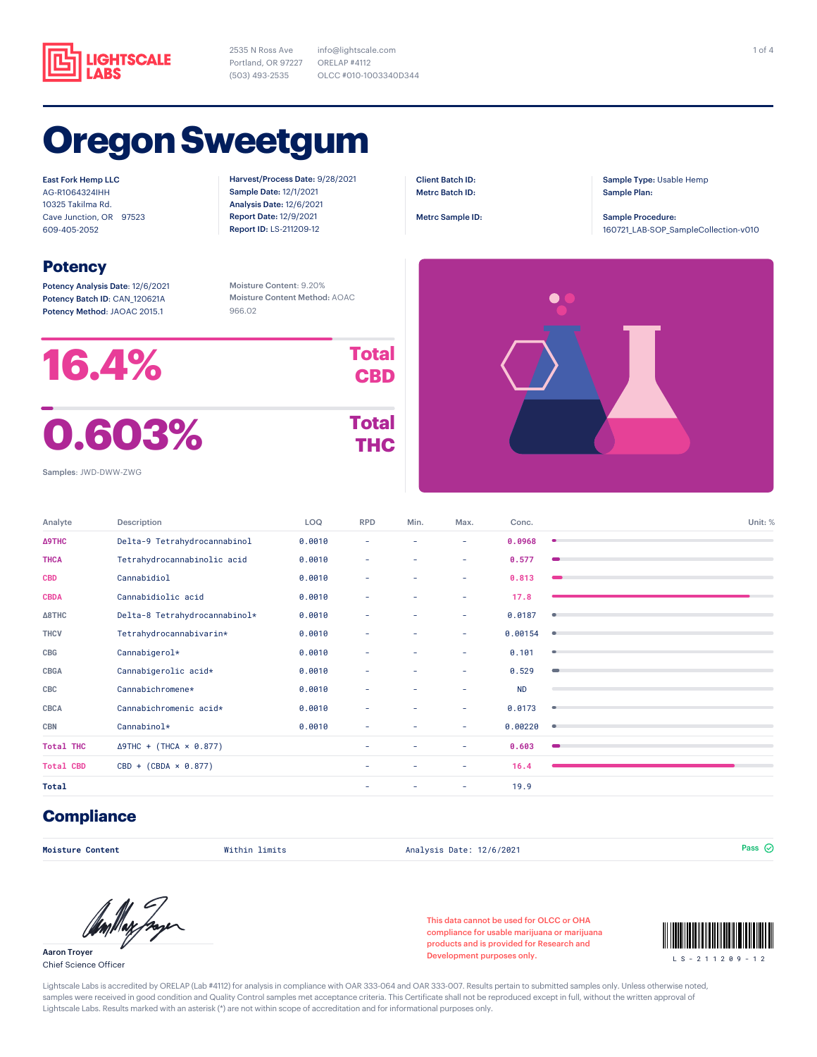LIGHTSCALE LABS

2535 N Ross Ave
Portland, OR 97227
(503) 493-2535

info@lightscale.com
ORELAP #4112
OLCC #010-1003340D344

# Oregon Sweetgum

East Fork Hemp LLC
AG-R1064324IHH
10325 Takilma Rd.
Cave Junction, OR 97523
609-405-2052

**Harvest/Process Date:** 9/28/2021
**Sample Date:** 12/1/2021
**Analysis Date:** 12/6/2021
**Report Date:** 12/9/2021
**Report ID:** LS-211209-12

**Client Batch ID:**
**Metrc Batch ID:**

**Metrc Sample ID:**

**Sample Type:** Usable Hemp
**Sample Plan:**

**Sample Procedure:**
160721_LAB-SOP_SampleCollection-v010

## Potency

**Potency Analysis Date:** 12/6/2021
**Potency Batch ID:** CAN_120621A
**Potency Method:** JAOAC 2015.1

Moisture Content: 9.20%
Moisture Content Method: AOAC 966.02

**16.4%** Total CBD

**0.603%** Total THC

Samples: JWD-DWW-ZWG

| Analyte | Description | LOQ | RPD | Min. | Max. | Conc. |
|---|---|---|---|---|---|---|
| Δ9THC | Delta-9 Tetrahydrocannabinol | 0.0010 | – | – | – | 0.0968 |
| THCA | Tetrahydrocannabinolic acid | 0.0010 | – | – | – | 0.577 |
| CBD | Cannabidiol | 0.0010 | – | – | – | 0.813 |
| CBDA | Cannabidiolic acid | 0.0010 | – | – | – | 17.8 |
| Δ8THC | Delta-8 Tetrahydrocannabinol* | 0.0010 | – | – | – | 0.0187 |
| THCV | Tetrahydrocannabivarin* | 0.0010 | – | – | – | 0.00154 |
| CBG | Cannabigerol* | 0.0010 | – | – | – | 0.101 |
| CBGA | Cannabigerolic acid* | 0.0010 | – | – | – | 0.529 |
| CBC | Cannabichromene* | 0.0010 | – | – | – | ND |
| CBCA | Cannabichromenic acid* | 0.0010 | – | – | – | 0.0173 |
| CBN | Cannabinol* | 0.0010 | – | – | – | 0.00220 |
| Total THC | Δ9THC + (THCA × 0.877) | | – | – | – | 0.603 |
| Total CBD | CBD + (CBDA × 0.877) | | – | – | – | 16.4 |
| Total | | | – | – | – | 19.9 |

Unit: %

## Compliance

| | | | |
|---|---|---|---|
| Moisture Content | Within limits | Analysis Date: 12/6/2021 | Pass |

Aaron Troyer
Chief Science Officer

This data cannot be used for OLCC or OHA compliance for usable marijuana or marijuana products and is provided for Research and Development purposes only.

LS-211209-12

Lightscale Labs is accredited by ORELAP (Lab #4112) for analysis in compliance with OAR 333-064 and OAR 333-007. Results pertain to submitted samples only. Unless otherwise noted, samples were received in good condition and Quality Control samples met acceptance criteria. This Certificate shall not be reproduced except in full, without the written approval of Lightscale Labs. Results marked with an asterisk (*) are not within scope of accreditation and for informational purposes only.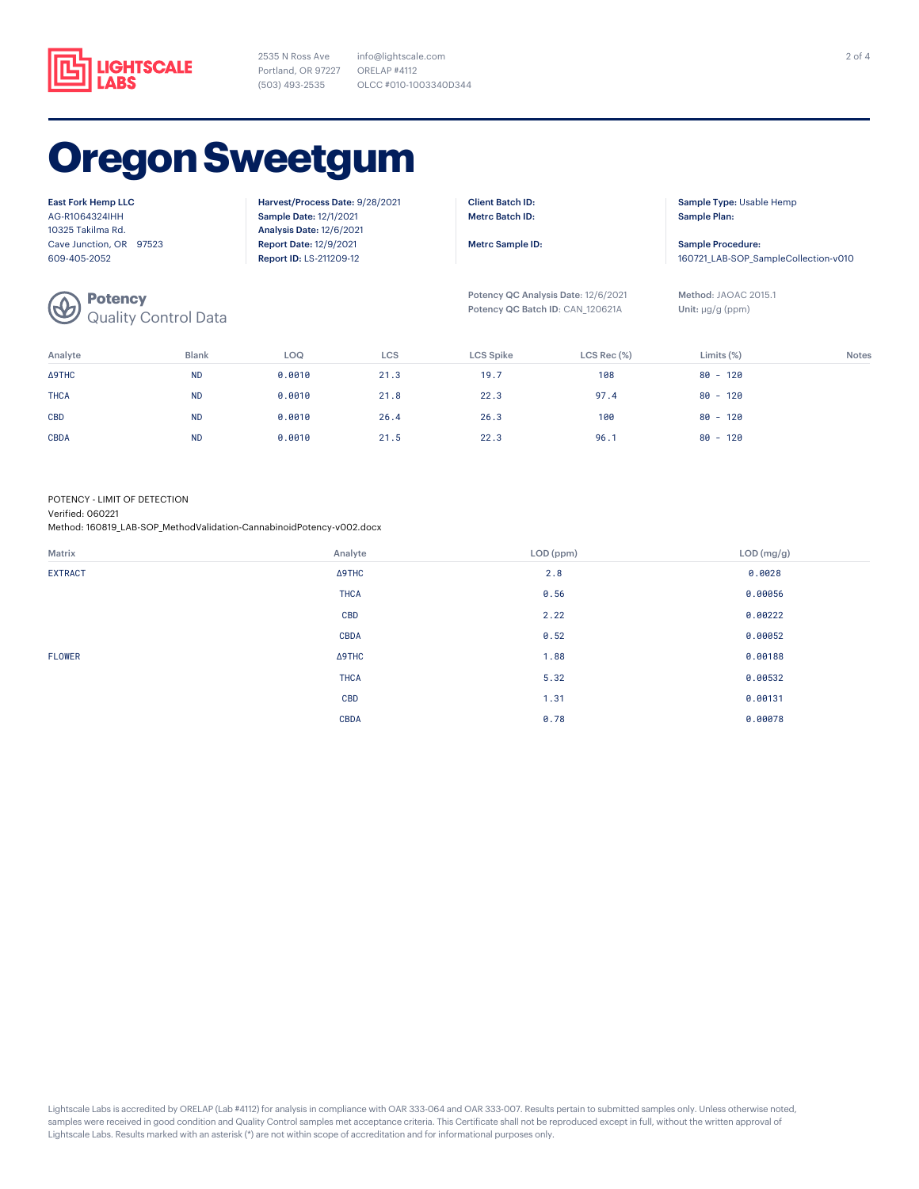LIGHTSCALE LABS

2535 N Ross Ave
Portland, OR 97227
(503) 493-2535

info@lightscale.com
ORELAP #4112
OLCC #010-1003340D344

# Oregon Sweetgum

**East Fork Hemp LLC**
AG-R1064324IHH
10325 Takilma Rd.
Cave Junction, OR 97523
609-405-2052

**Harvest/Process Date:** 9/28/2021
**Sample Date:** 12/1/2021
**Analysis Date:** 12/6/2021
**Report Date:** 12/9/2021
**Report ID:** LS-211209-12

**Client Batch ID:**
**Metrc Batch ID:**

**Metrc Sample ID:**

**Sample Type:** Usable Hemp
**Sample Plan:**

**Sample Procedure:**
160721_LAB-SOP_SampleCollection-v010

## Potency
Quality Control Data

**Potency QC Analysis Date:** 12/6/2021
**Potency QC Batch ID:** CAN_120621A

**Method:** JAOAC 2015.1
**Unit:** µg/g (ppm)

| Analyte | Blank | LOQ | LCS | LCS Spike | LCS Rec (%) | Limits (%) | Notes |
|---|---|---|---|---|---|---|---|
| Δ9THC | ND | 0.0010 | 21.3 | 19.7 | 108 | 80 - 120 | |
| THCA | ND | 0.0010 | 21.8 | 22.3 | 97.4 | 80 - 120 | |
| CBD | ND | 0.0010 | 26.4 | 26.3 | 100 | 80 - 120 | |
| CBDA | ND | 0.0010 | 21.5 | 22.3 | 96.1 | 80 - 120 | |

POTENCY - LIMIT OF DETECTION
Verified: 060221
Method: 160819_LAB-SOP_MethodValidation-CannabinoidPotency-v002.docx

| Matrix | Analyte | LOD (ppm) | LOD (mg/g) |
|---|---|---|---|
| EXTRACT | Δ9THC | 2.8 | 0.0028 |
| | THCA | 0.56 | 0.00056 |
| | CBD | 2.22 | 0.00222 |
| | CBDA | 0.52 | 0.00052 |
| FLOWER | Δ9THC | 1.88 | 0.00188 |
| | THCA | 5.32 | 0.00532 |
| | CBD | 1.31 | 0.00131 |
| | CBDA | 0.78 | 0.00078 |

Lightscale Labs is accredited by ORELAP (Lab #4112) for analysis in compliance with OAR 333-064 and OAR 333-007. Results pertain to submitted samples only. Unless otherwise noted, samples were received in good condition and Quality Control samples met acceptance criteria. This Certificate shall not be reproduced except in full, without the written approval of Lightscale Labs. Results marked with an asterisk (*) are not within scope of accreditation and for informational purposes only.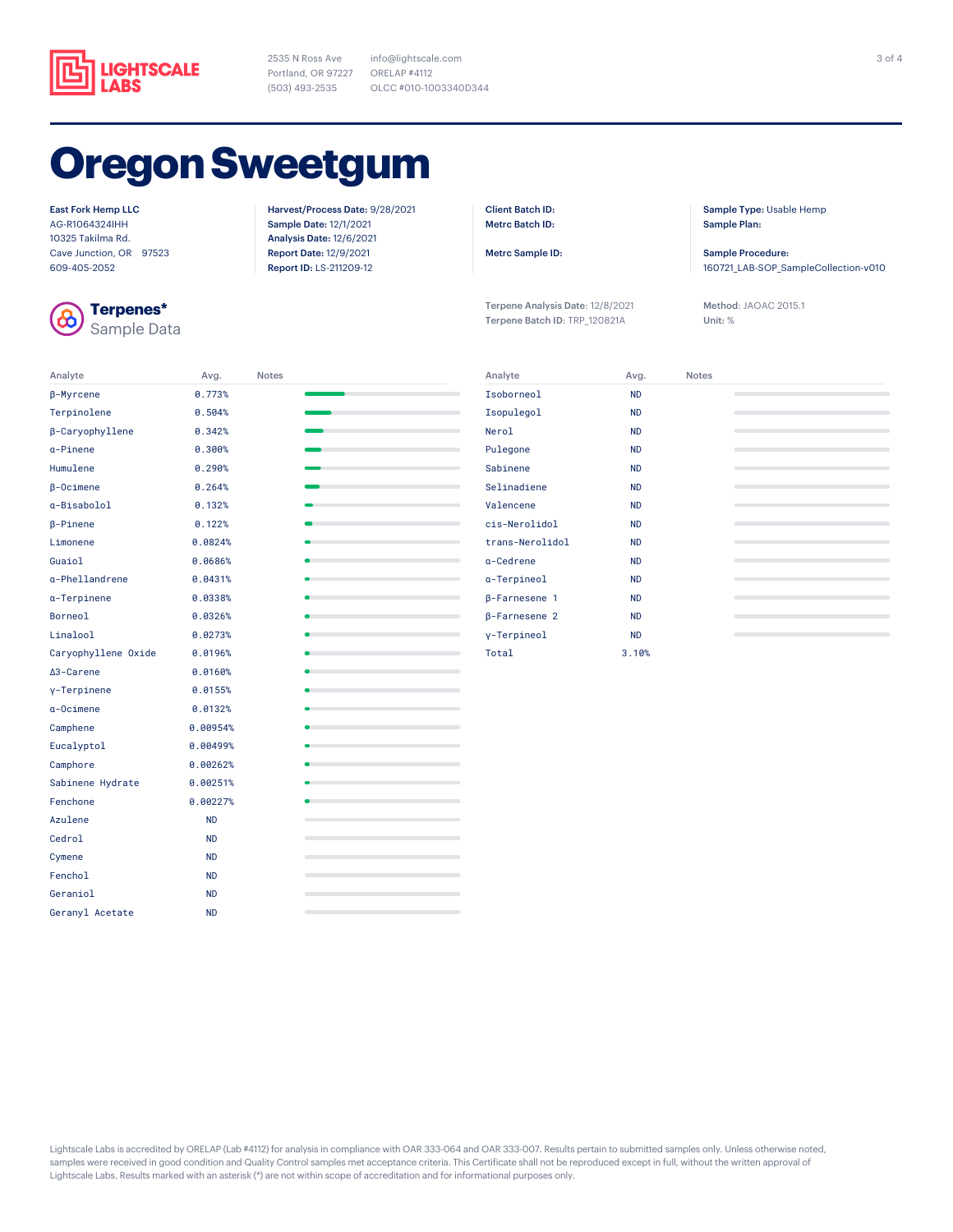**LIGHTSCALE LABS**

2535 N Ross Ave
Portland, OR 97227
(503) 493-2535

info@lightscale.com
ORELAP #4112
OLCC #010-1003340D344

# Oregon Sweetgum

**East Fork Hemp LLC**
AG-R1064324IHH
10325 Takilma Rd.
Cave Junction, OR 97523
609-405-2052

**Harvest/Process Date:** 9/28/2021
**Sample Date:** 12/1/2021
**Analysis Date:** 12/6/2021
**Report Date:** 12/9/2021
**Report ID:** LS-211209-12

**Client Batch ID:**
**Metrc Batch ID:**

**Metrc Sample ID:**

**Sample Type:** Usable Hemp
**Sample Plan:**

**Sample Procedure:**
160721_LAB-SOP_SampleCollection-v010

## Terpenes*

Sample Data

**Terpene Analysis Date:** 12/8/2021
**Terpene Batch ID:** TRP_120821A

**Method:** JAOAC 2015.1
**Unit:** %

| Analyte | Avg. | Notes |
|---|---|---|
| β-Myrcene | 0.773% | |
| Terpinolene | 0.504% | |
| β-Caryophyllene | 0.342% | |
| α-Pinene | 0.300% | |
| Humulene | 0.290% | |
| β-Ocimene | 0.264% | |
| α-Bisabolol | 0.132% | |
| β-Pinene | 0.122% | |
| Limonene | 0.0824% | |
| Guaiol | 0.0686% | |
| α-Phellandrene | 0.0431% | |
| α-Terpinene | 0.0338% | |
| Borneol | 0.0326% | |
| Linalool | 0.0273% | |
| Caryophyllene Oxide | 0.0196% | |
| Δ3-Carene | 0.0160% | |
| γ-Terpinene | 0.0155% | |
| α-Ocimene | 0.0132% | |
| Camphene | 0.00954% | |
| Eucalyptol | 0.00499% | |
| Camphore | 0.00262% | |
| Sabinene Hydrate | 0.00251% | |
| Fenchone | 0.00227% | |
| Azulene | ND | |
| Cedrol | ND | |
| Cymene | ND | |
| Fenchol | ND | |
| Geraniol | ND | |
| Geranyl Acetate | ND | |
| Isoborneol | ND | |
| Isopulegol | ND | |
| Nerol | ND | |
| Pulegone | ND | |
| Sabinene | ND | |
| Selinadiene | ND | |
| Valencene | ND | |
| cis-Nerolidol | ND | |
| trans-Nerolidol | ND | |
| α-Cedrene | ND | |
| α-Terpineol | ND | |
| β-Farnesene 1 | ND | |
| β-Farnesene 2 | ND | |
| γ-Terpineol | ND | |
| Total | 3.10% | |

Lightscale Labs is accredited by ORELAP (Lab #4112) for analysis in compliance with OAR 333-064 and OAR 333-007. Results pertain to submitted samples only. Unless otherwise noted, samples were received in good condition and Quality Control samples met acceptance criteria. This Certificate shall not be reproduced except in full, without the written approval of Lightscale Labs. Results marked with an asterisk (*) are not within scope of accreditation and for informational purposes only.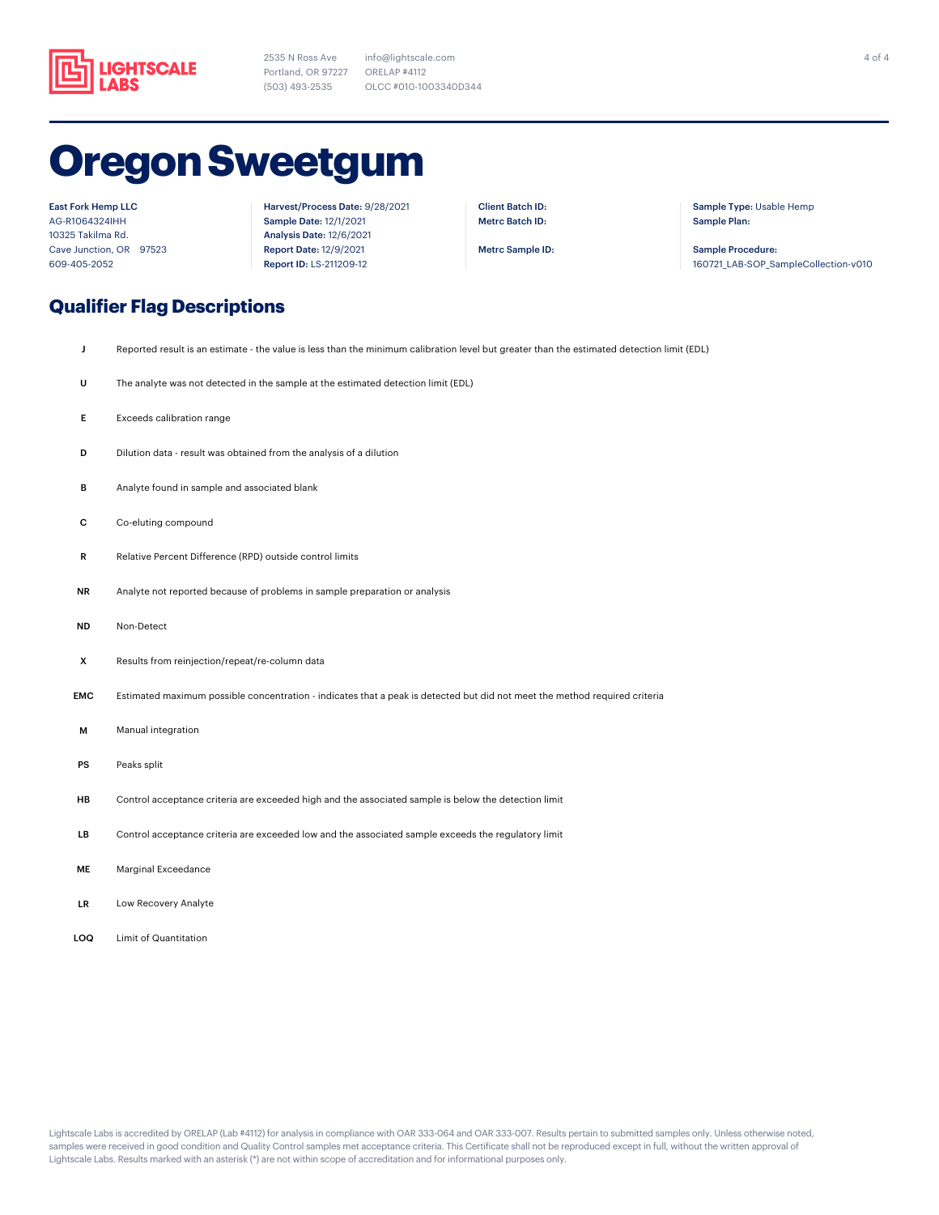2535 N Ross Ave
Portland, OR 97227
(503) 493-2535

info@lightscale.com
ORELAP #4112
OLCC #010-1003340D344

# Oregon Sweetgum

**East Fork Hemp LLC**
AG-R1064324IHH
10325 Takilma Rd.
Cave Junction, OR 97523
609-405-2052

**Harvest/Process Date:** 9/28/2021
**Sample Date:** 12/1/2021
**Analysis Date:** 12/6/2021
**Report Date:** 12/9/2021
**Report ID:** LS-211209-12

**Client Batch ID:**
**Metrc Batch ID:**

**Metrc Sample ID:**

**Sample Type:** Usable Hemp
**Sample Plan:**

**Sample Procedure:**
160721_LAB-SOP_SampleCollection-v010

## Qualifier Flag Descriptions

| | |
|---|---|
| J | Reported result is an estimate - the value is less than the minimum calibration level but greater than the estimated detection limit (EDL) |
| U | The analyte was not detected in the sample at the estimated detection limit (EDL) |
| E | Exceeds calibration range |
| D | Dilution data - result was obtained from the analysis of a dilution |
| B | Analyte found in sample and associated blank |
| C | Co-eluting compound |
| R | Relative Percent Difference (RPD) outside control limits |
| NR | Analyte not reported because of problems in sample preparation or analysis |
| ND | Non-Detect |
| X | Results from reinjection/repeat/re-column data |
| EMC | Estimated maximum possible concentration - indicates that a peak is detected but did not meet the method required criteria |
| M | Manual integration |
| PS | Peaks split |
| HB | Control acceptance criteria are exceeded high and the associated sample is below the detection limit |
| LB | Control acceptance criteria are exceeded low and the associated sample exceeds the regulatory limit |
| ME | Marginal Exceedance |
| LR | Low Recovery Analyte |
| LOQ | Limit of Quantitation |

Lightscale Labs is accredited by ORELAP (Lab #4112) for analysis in compliance with OAR 333-064 and OAR 333-007. Results pertain to submitted samples only. Unless otherwise noted, samples were received in good condition and Quality Control samples met acceptance criteria. This Certificate shall not be reproduced except in full, without the written approval of Lightscale Labs. Results marked with an asterisk (*) are not within scope of accreditation and for informational purposes only.